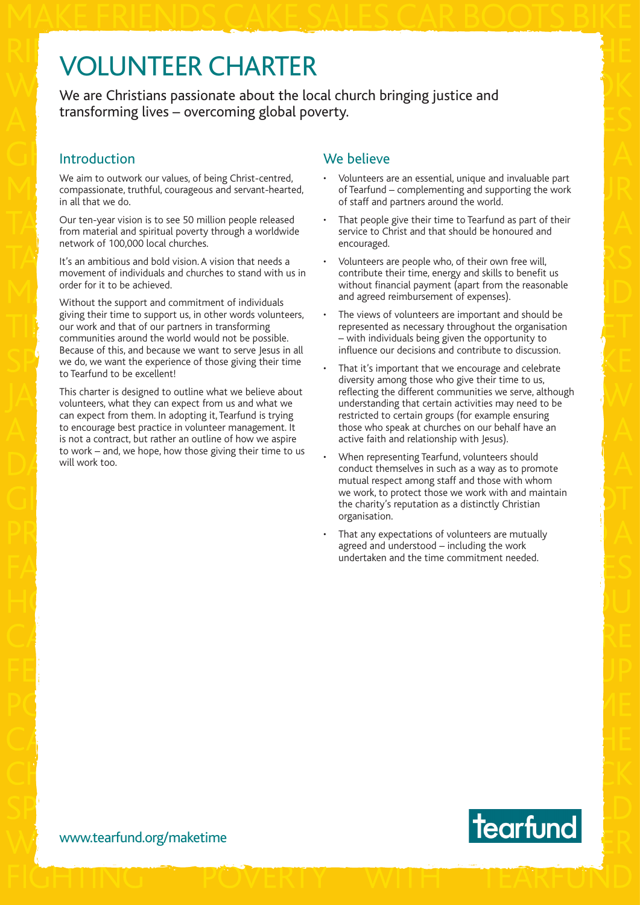# VOLUNTEER CHARTER

We are Christians passionate about the local church bringing justice and transforming lives – overcoming global poverty.

## Introduction

We aim to outwork our values, of being Christ-centred, compassionate, truthful, courageous and servant-hearted, in all that we do.

Our ten-year vision is to see 50 million people released from material and spiritual poverty through a worldwide network of 100,000 local churches.

It's an ambitious and bold vision. A vision that needs a movement of individuals and churches to stand with us in order for it to be achieved.

Without the support and commitment of individuals giving their time to support us, in other words volunteers, our work and that of our partners in transforming communities around the world would not be possible. Because of this, and because we want to serve Jesus in all we do, we want the experience of those giving their time to Tearfund to be excellent!

This charter is designed to outline what we believe about volunteers, what they can expect from us and what we can expect from them. In adopting it, Tearfund is trying to encourage best practice in volunteer management. It is not a contract, but rather an outline of how we aspire to work – and, we hope, how those giving their time to us will work too.

## We believe

- Volunteers are an essential, unique and invaluable part of Tearfund – complementing and supporting the work of staff and partners around the world.
- That people give their time to Tearfund as part of their service to Christ and that should be honoured and encouraged.
- Volunteers are people who, of their own free will, contribute their time, energy and skills to benefit us without financial payment (apart from the reasonable and agreed reimbursement of expenses).
- The views of volunteers are important and should be represented as necessary throughout the organisation – with individuals being given the opportunity to influence our decisions and contribute to discussion.
- That it's important that we encourage and celebrate diversity among those who give their time to us, reflecting the different communities we serve, although understanding that certain activities may need to be restricted to certain groups (for example ensuring those who speak at churches on our behalf have an active faith and relationship with Jesus).
- When representing Tearfund, volunteers should conduct themselves in such as a way as to promote mutual respect among staff and those with whom we work, to protect those we work with and maintain the charity's reputation as a distinctly Christian organisation.
- That any expectations of volunteers are mutually agreed and understood – including the work undertaken and the time commitment needed.

www.tearfund.org/maketime

tearfund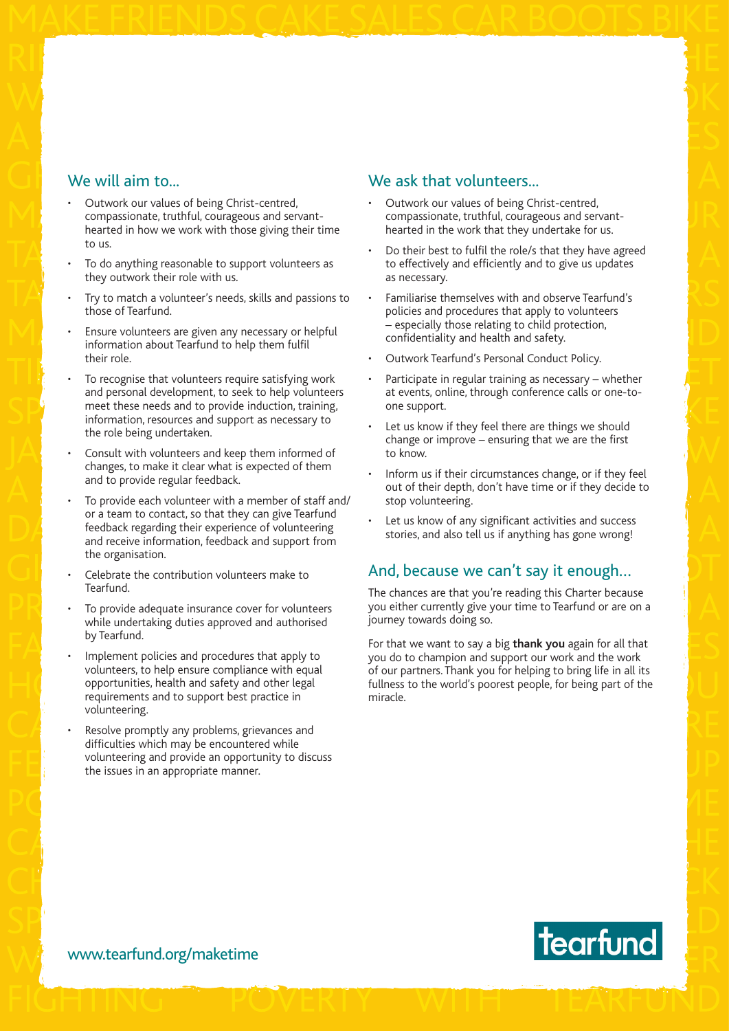## We will aim to...

- Outwork our values of being Christ-centred, compassionate, truthful, courageous and servant-hearted in how we work with those giving their time to us.
- To do anything reasonable to support volunteers as they outwork their role with us.
- Try to match a volunteer's needs, skills and passions to those of Tearfund.
- Ensure volunteers are given any necessary or helpful information about Tearfund to help them fulfil their role.
- To recognise that volunteers require satisfying work and personal development, to seek to help volunteers meet these needs and to provide induction, training, information, resources and support as necessary to the role being undertaken.
- Consult with volunteers and keep them informed of changes, to make it clear what is expected of them and to provide regular feedback.
- To provide each volunteer with a member of staff and/or a team to contact, so that they can give Tearfund feedback regarding their experience of volunteering and receive information, feedback and support from the organisation.
- Celebrate the contribution volunteers make to Tearfund.
- To provide adequate insurance cover for volunteers while undertaking duties approved and authorised by Tearfund.
- Implement policies and procedures that apply to volunteers, to help ensure compliance with equal opportunities, health and safety and other legal requirements and to support best practice in volunteering.
- Resolve promptly any problems, grievances and difficulties which may be encountered while volunteering and provide an opportunity to discuss the issues in an appropriate manner.

## We ask that volunteers...

- Outwork our values of being Christ-centred, compassionate, truthful, courageous and servant-hearted in the work that they undertake for us.
- Do their best to fulfil the role/s that they have agreed to effectively and efficiently and to give us updates as necessary.
- Familiarise themselves with and observe Tearfund's policies and procedures that apply to volunteers – especially those relating to child protection, confidentiality and health and safety.
- Outwork Tearfund's Personal Conduct Policy.
- Participate in regular training as necessary – whether at events, online, through conference calls or one-to-one support.
- Let us know if they feel there are things we should change or improve – ensuring that we are the first to know.
- Inform us if their circumstances change, or if they feel out of their depth, don't have time or if they decide to stop volunteering.
- Let us know of any significant activities and success stories, and also tell us if anything has gone wrong!

## And, because we can't say it enough...

The chances are that you're reading this Charter because you either currently give your time to Tearfund or are on a journey towards doing so.

For that we want to say a big **thank you** again for all that you do to champion and support our work and the work of our partners. Thank you for helping to bring life in all its fullness to the world's poorest people, for being part of the miracle.

www.tearfund.org/maketime

tearfund

FIGHTING POVERTY WITH TEARFUND